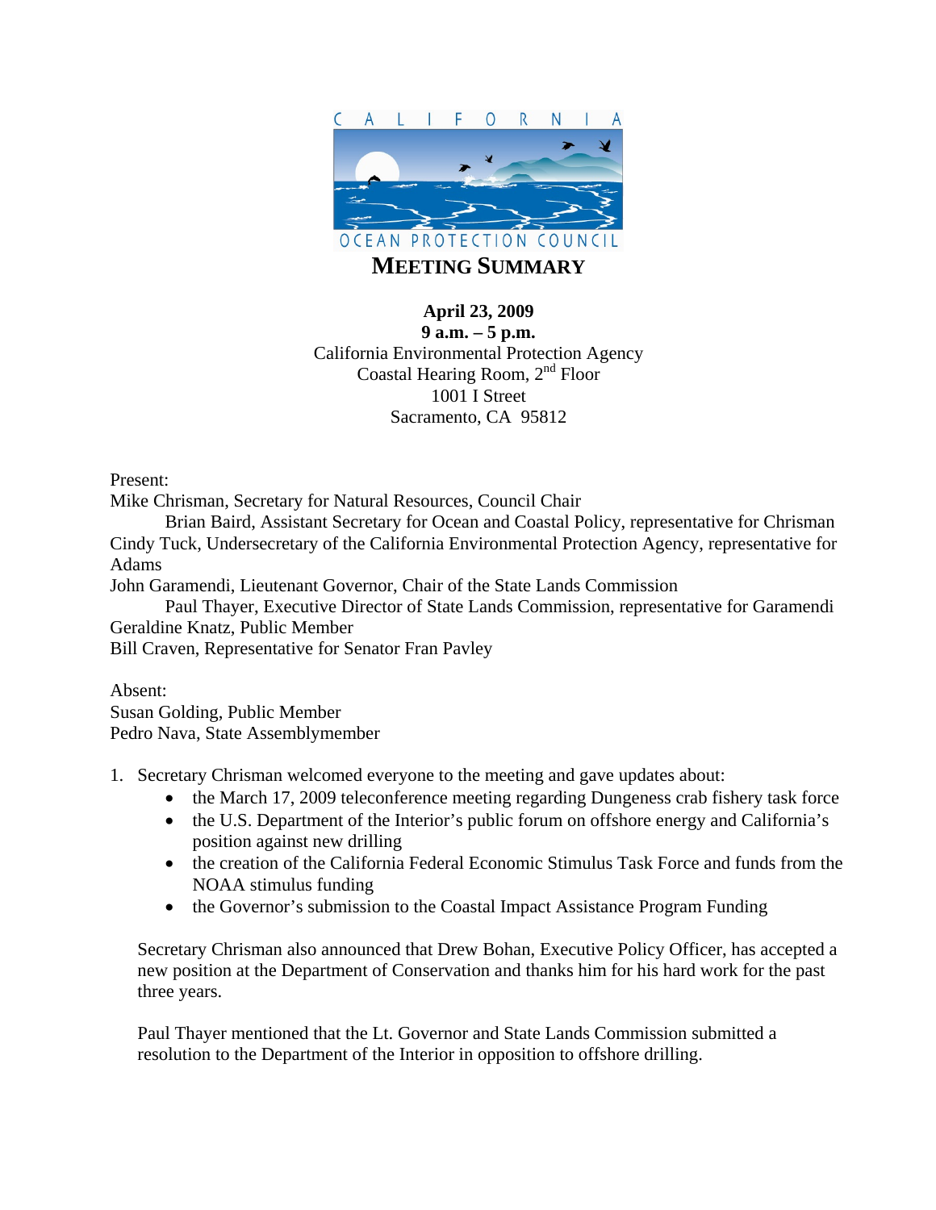C A L I F O R N I A

OCEAN PROTECTION COUNCIL

# MEETING SUMMARY

**April 23, 2009**
**9 a.m. – 5 p.m.**
California Environmental Protection Agency
Coastal Hearing Room, 2nd Floor
1001 I Street
Sacramento, CA 95812

Present:
Mike Chrisman, Secretary for Natural Resources, Council Chair
Brian Baird, Assistant Secretary for Ocean and Coastal Policy, representative for Chrisman
Cindy Tuck, Undersecretary of the California Environmental Protection Agency, representative for Adams
John Garamendi, Lieutenant Governor, Chair of the State Lands Commission
Paul Thayer, Executive Director of State Lands Commission, representative for Garamendi
Geraldine Knatz, Public Member
Bill Craven, Representative for Senator Fran Pavley

Absent:
Susan Golding, Public Member
Pedro Nava, State Assemblymember

1. Secretary Chrisman welcomed everyone to the meeting and gave updates about:
   - the March 17, 2009 teleconference meeting regarding Dungeness crab fishery task force
   - the U.S. Department of the Interior's public forum on offshore energy and California's position against new drilling
   - the creation of the California Federal Economic Stimulus Task Force and funds from the NOAA stimulus funding
   - the Governor's submission to the Coastal Impact Assistance Program Funding

   Secretary Chrisman also announced that Drew Bohan, Executive Policy Officer, has accepted a new position at the Department of Conservation and thanks him for his hard work for the past three years.

   Paul Thayer mentioned that the Lt. Governor and State Lands Commission submitted a resolution to the Department of the Interior in opposition to offshore drilling.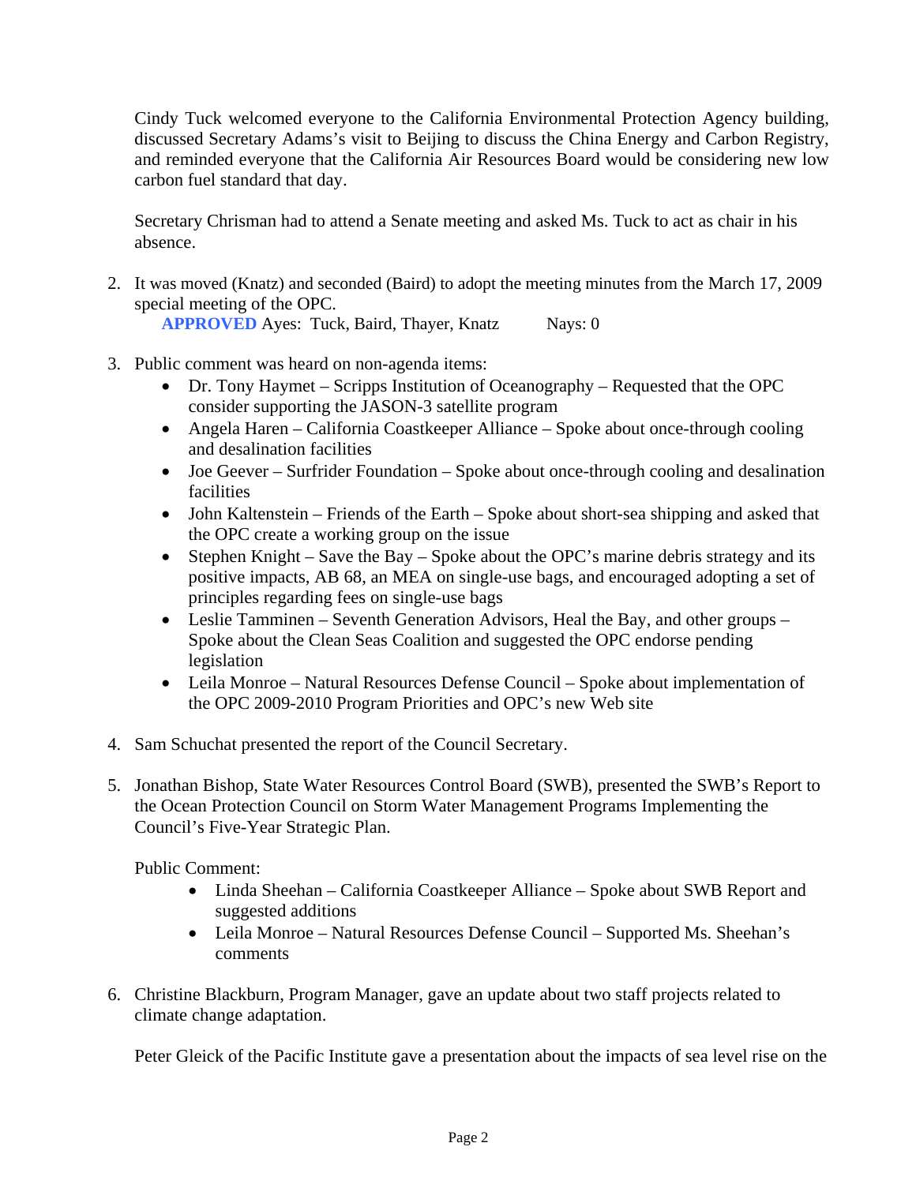Cindy Tuck welcomed everyone to the California Environmental Protection Agency building, discussed Secretary Adams's visit to Beijing to discuss the China Energy and Carbon Registry, and reminded everyone that the California Air Resources Board would be considering new low carbon fuel standard that day.

Secretary Chrisman had to attend a Senate meeting and asked Ms. Tuck to act as chair in his absence.

2. It was moved (Knatz) and seconded (Baird) to adopt the meeting minutes from the March 17, 2009 special meeting of the OPC.
   **APPROVED** Ayes: Tuck, Baird, Thayer, Knatz Nays: 0

3. Public comment was heard on non-agenda items:
   - Dr. Tony Haymet – Scripps Institution of Oceanography – Requested that the OPC consider supporting the JASON-3 satellite program
   - Angela Haren – California Coastkeeper Alliance – Spoke about once-through cooling and desalination facilities
   - Joe Geever – Surfrider Foundation – Spoke about once-through cooling and desalination facilities
   - John Kaltenstein – Friends of the Earth – Spoke about short-sea shipping and asked that the OPC create a working group on the issue
   - Stephen Knight – Save the Bay – Spoke about the OPC's marine debris strategy and its positive impacts, AB 68, an MEA on single-use bags, and encouraged adopting a set of principles regarding fees on single-use bags
   - Leslie Tamminen – Seventh Generation Advisors, Heal the Bay, and other groups – Spoke about the Clean Seas Coalition and suggested the OPC endorse pending legislation
   - Leila Monroe – Natural Resources Defense Council – Spoke about implementation of the OPC 2009-2010 Program Priorities and OPC's new Web site

4. Sam Schuchat presented the report of the Council Secretary.

5. Jonathan Bishop, State Water Resources Control Board (SWB), presented the SWB's Report to the Ocean Protection Council on Storm Water Management Programs Implementing the Council's Five-Year Strategic Plan.

   Public Comment:
   - Linda Sheehan – California Coastkeeper Alliance – Spoke about SWB Report and suggested additions
   - Leila Monroe – Natural Resources Defense Council – Supported Ms. Sheehan's comments

6. Christine Blackburn, Program Manager, gave an update about two staff projects related to climate change adaptation.

   Peter Gleick of the Pacific Institute gave a presentation about the impacts of sea level rise on the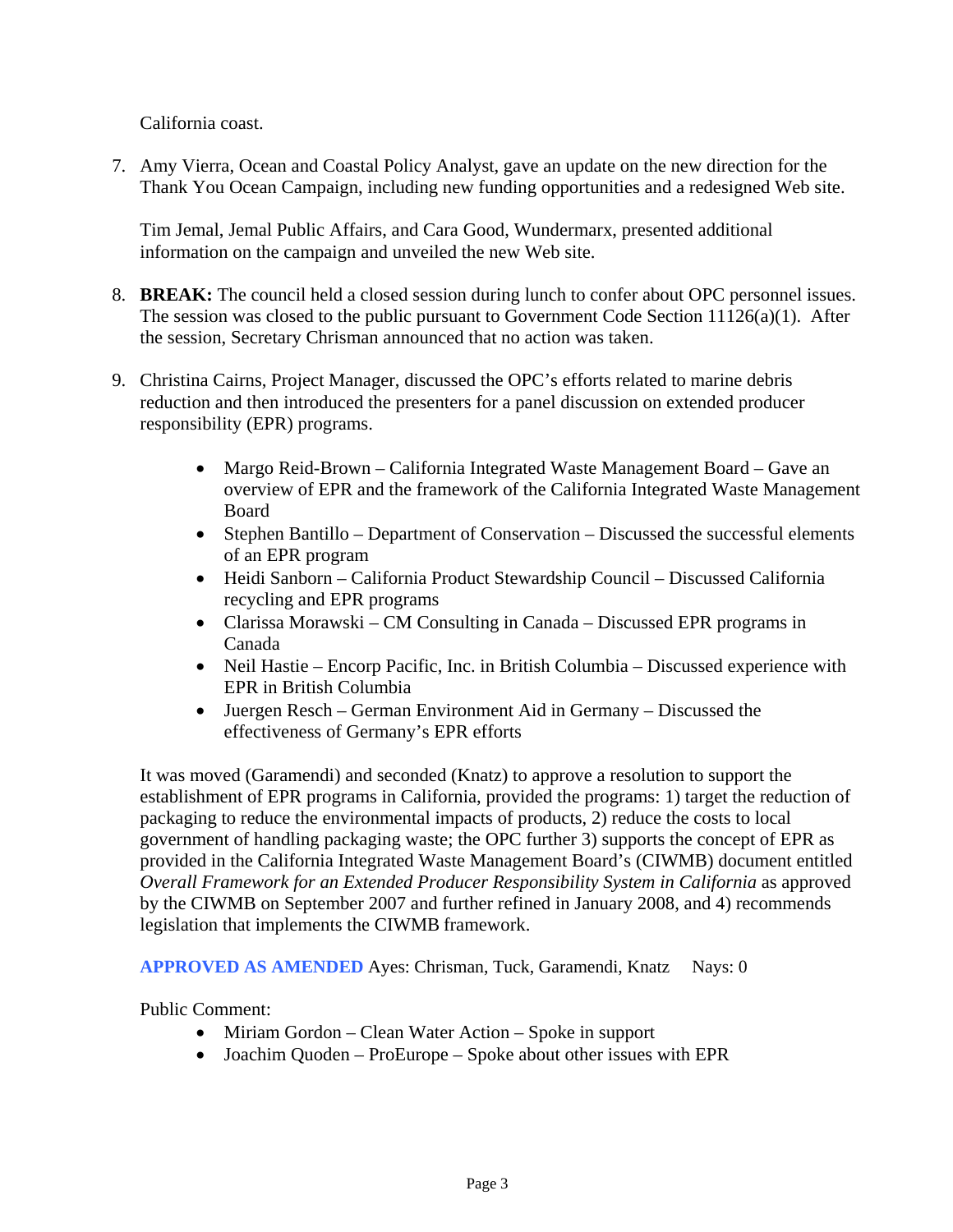California coast.

7. Amy Vierra, Ocean and Coastal Policy Analyst, gave an update on the new direction for the Thank You Ocean Campaign, including new funding opportunities and a redesigned Web site.

   Tim Jemal, Jemal Public Affairs, and Cara Good, Wundermarx, presented additional information on the campaign and unveiled the new Web site.

8. **BREAK:** The council held a closed session during lunch to confer about OPC personnel issues. The session was closed to the public pursuant to Government Code Section 11126(a)(1). After the session, Secretary Chrisman announced that no action was taken.

9. Christina Cairns, Project Manager, discussed the OPC's efforts related to marine debris reduction and then introduced the presenters for a panel discussion on extended producer responsibility (EPR) programs.

   - Margo Reid-Brown – California Integrated Waste Management Board – Gave an overview of EPR and the framework of the California Integrated Waste Management Board
   - Stephen Bantillo – Department of Conservation – Discussed the successful elements of an EPR program
   - Heidi Sanborn – California Product Stewardship Council – Discussed California recycling and EPR programs
   - Clarissa Morawski – CM Consulting in Canada – Discussed EPR programs in Canada
   - Neil Hastie – Encorp Pacific, Inc. in British Columbia – Discussed experience with EPR in British Columbia
   - Juergen Resch – German Environment Aid in Germany – Discussed the effectiveness of Germany's EPR efforts

   It was moved (Garamendi) and seconded (Knatz) to approve a resolution to support the establishment of EPR programs in California, provided the programs: 1) target the reduction of packaging to reduce the environmental impacts of products, 2) reduce the costs to local government of handling packaging waste; the OPC further 3) supports the concept of EPR as provided in the California Integrated Waste Management Board's (CIWMB) document entitled *Overall Framework for an Extended Producer Responsibility System in California* as approved by the CIWMB on September 2007 and further refined in January 2008, and 4) recommends legislation that implements the CIWMB framework.

   **APPROVED AS AMENDED** Ayes: Chrisman, Tuck, Garamendi, Knatz   Nays: 0

   Public Comment:

   - Miriam Gordon – Clean Water Action – Spoke in support
   - Joachim Quoden – ProEurope – Spoke about other issues with EPR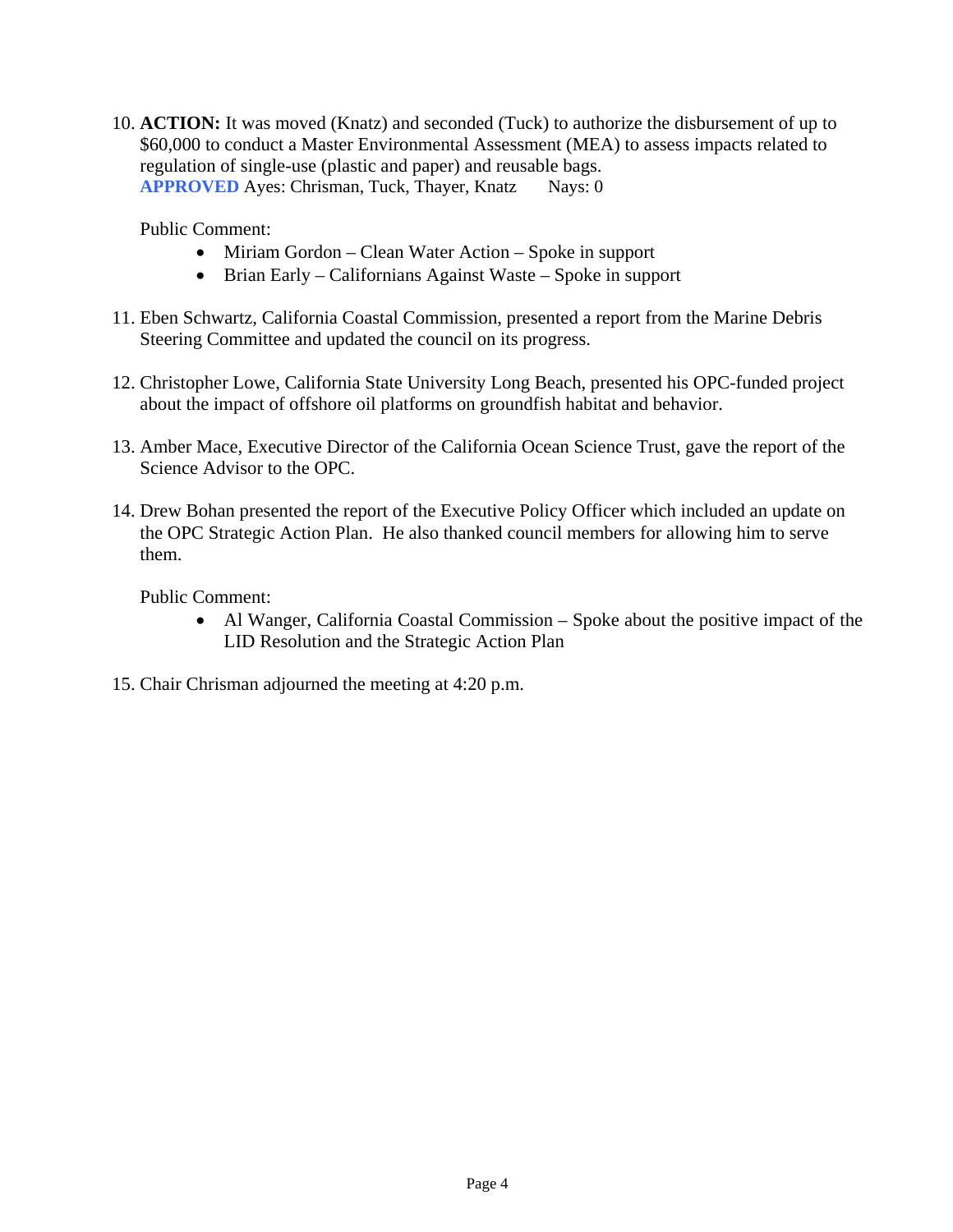10. **ACTION:** It was moved (Knatz) and seconded (Tuck) to authorize the disbursement of up to $60,000 to conduct a Master Environmental Assessment (MEA) to assess impacts related to regulation of single-use (plastic and paper) and reusable bags.
    **APPROVED** Ayes: Chrisman, Tuck, Thayer, Knatz Nays: 0

    Public Comment:
    - Miriam Gordon – Clean Water Action – Spoke in support
    - Brian Early – Californians Against Waste – Spoke in support

11. Eben Schwartz, California Coastal Commission, presented a report from the Marine Debris Steering Committee and updated the council on its progress.

12. Christopher Lowe, California State University Long Beach, presented his OPC-funded project about the impact of offshore oil platforms on groundfish habitat and behavior.

13. Amber Mace, Executive Director of the California Ocean Science Trust, gave the report of the Science Advisor to the OPC.

14. Drew Bohan presented the report of the Executive Policy Officer which included an update on the OPC Strategic Action Plan. He also thanked council members for allowing him to serve them.

    Public Comment:
    - Al Wanger, California Coastal Commission – Spoke about the positive impact of the LID Resolution and the Strategic Action Plan

15. Chair Chrisman adjourned the meeting at 4:20 p.m.